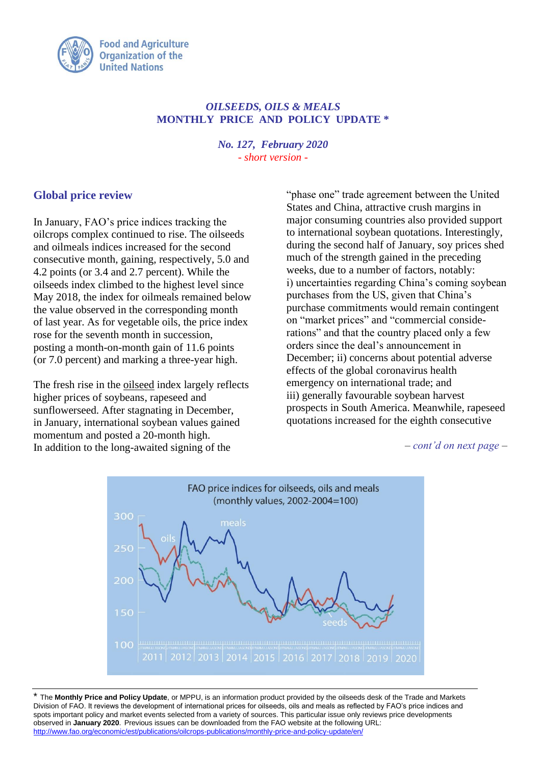Food and Agriculture Organization of the United Nations

***OILSEEDS, OILS & MEALS***
**MONTHLY PRICE AND POLICY UPDATE \***

***No. 127, February 2020***
*- short version -*

## Global price review

In January, FAO's price indices tracking the oilcrops complex continued to rise. The oilseeds and oilmeals indices increased for the second consecutive month, gaining, respectively, 5.0 and 4.2 points (or 3.4 and 2.7 percent). While the oilseeds index climbed to the highest level since May 2018, the index for oilmeals remained below the value observed in the corresponding month of last year. As for vegetable oils, the price index rose for the seventh month in succession, posting a month-on-month gain of 11.6 points (or 7.0 percent) and marking a three-year high.

The fresh rise in the oilseed index largely reflects higher prices of soybeans, rapeseed and sunflowerseed. After stagnating in December, in January, international soybean values gained momentum and posted a 20-month high. In addition to the long-awaited signing of the "phase one" trade agreement between the United States and China, attractive crush margins in major consuming countries also provided support to international soybean quotations. Interestingly, during the second half of January, soy prices shed much of the strength gained in the preceding weeks, due to a number of factors, notably: i) uncertainties regarding China's coming soybean purchases from the US, given that China's purchase commitments would remain contingent on "market prices" and "commercial considerations" and that the country placed only a few orders since the deal's announcement in December; ii) concerns about potential adverse effects of the global coronavirus health emergency on international trade; and iii) generally favourable soybean harvest prospects in South America. Meanwhile, rapeseed quotations increased for the eighth consecutive

*– cont'd on next page –*

FAO price indices for oilseeds, oils and meals (monthly values, 2002-2004=100)

---

\* The **Monthly Price and Policy Update**, or MPPU, is an information product provided by the oilseeds desk of the Trade and Markets Division of FAO. It reviews the development of international prices for oilseeds, oils and meals as reflected by FAO's price indices and spots important policy and market events selected from a variety of sources. This particular issue only reviews price developments observed in **January 2020**. Previous issues can be downloaded from the FAO website at the following URL: http://www.fao.org/economic/est/publications/oilcrops-publications/monthly-price-and-policy-update/en/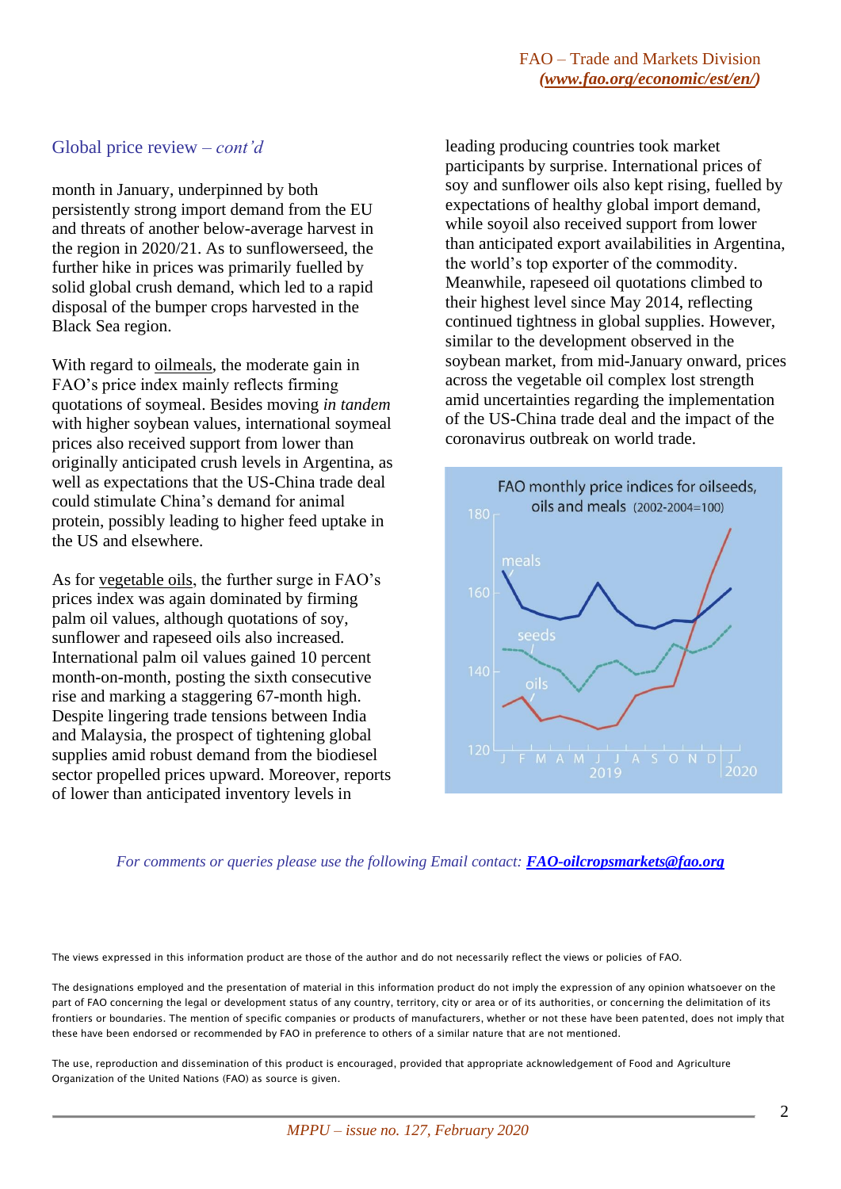## Global price review – *cont'd*

month in January, underpinned by both persistently strong import demand from the EU and threats of another below-average harvest in the region in 2020/21. As to sunflowerseed, the further hike in prices was primarily fuelled by solid global crush demand, which led to a rapid disposal of the bumper crops harvested in the Black Sea region.

With regard to oilmeals, the moderate gain in FAO's price index mainly reflects firming quotations of soymeal. Besides moving *in tandem* with higher soybean values, international soymeal prices also received support from lower than originally anticipated crush levels in Argentina, as well as expectations that the US-China trade deal could stimulate China's demand for animal protein, possibly leading to higher feed uptake in the US and elsewhere.

As for vegetable oils, the further surge in FAO's prices index was again dominated by firming palm oil values, although quotations of soy, sunflower and rapeseed oils also increased. International palm oil values gained 10 percent month-on-month, posting the sixth consecutive rise and marking a staggering 67-month high. Despite lingering trade tensions between India and Malaysia, the prospect of tightening global supplies amid robust demand from the biodiesel sector propelled prices upward. Moreover, reports of lower than anticipated inventory levels in leading producing countries took market participants by surprise. International prices of soy and sunflower oils also kept rising, fuelled by expectations of healthy global import demand, while soyoil also received support from lower than anticipated export availabilities in Argentina, the world's top exporter of the commodity. Meanwhile, rapeseed oil quotations climbed to their highest level since May 2014, reflecting continued tightness in global supplies. However, similar to the development observed in the soybean market, from mid-January onward, prices across the vegetable oil complex lost strength amid uncertainties regarding the implementation of the US-China trade deal and the impact of the coronavirus outbreak on world trade.

FAO monthly price indices for oilseeds, oils and meals (2002-2004=100)

*For comments or queries please use the following Email contact:* ***FAO-oilcropsmarkets@fao.org***

The views expressed in this information product are those of the author and do not necessarily reflect the views or policies of FAO.

The designations employed and the presentation of material in this information product do not imply the expression of any opinion whatsoever on the part of FAO concerning the legal or development status of any country, territory, city or area or of its authorities, or concerning the delimitation of its frontiers or boundaries. The mention of specific companies or products of manufacturers, whether or not these have been patented, does not imply that these have been endorsed or recommended by FAO in preference to others of a similar nature that are not mentioned.

The use, reproduction and dissemination of this product is encouraged, provided that appropriate acknowledgement of Food and Agriculture Organization of the United Nations (FAO) as source is given.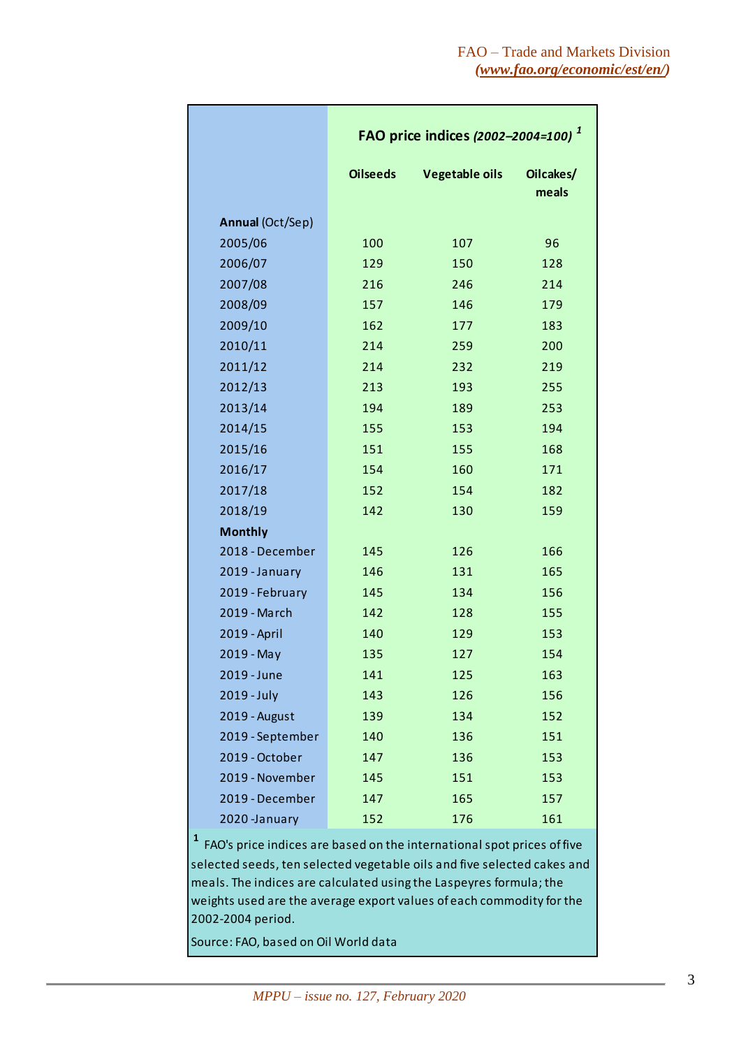| | FAO price indices *(2002–2004=100)* [1] | | |
|---|---|---|---|
| | **Oilseeds** | **Vegetable oils** | **Oilcakes/ meals** |
| **Annual** (Oct/Sep) | | | |
| 2005/06 | 100 | 107 | 96 |
| 2006/07 | 129 | 150 | 128 |
| 2007/08 | 216 | 246 | 214 |
| 2008/09 | 157 | 146 | 179 |
| 2009/10 | 162 | 177 | 183 |
| 2010/11 | 214 | 259 | 200 |
| 2011/12 | 214 | 232 | 219 |
| 2012/13 | 213 | 193 | 255 |
| 2013/14 | 194 | 189 | 253 |
| 2014/15 | 155 | 153 | 194 |
| 2015/16 | 151 | 155 | 168 |
| 2016/17 | 154 | 160 | 171 |
| 2017/18 | 152 | 154 | 182 |
| 2018/19 | 142 | 130 | 159 |
| **Monthly** | | | |
| 2018 - December | 145 | 126 | 166 |
| 2019 - January | 146 | 131 | 165 |
| 2019 - February | 145 | 134 | 156 |
| 2019 - March | 142 | 128 | 155 |
| 2019 - April | 140 | 129 | 153 |
| 2019 - May | 135 | 127 | 154 |
| 2019 - June | 141 | 125 | 163 |
| 2019 - July | 143 | 126 | 156 |
| 2019 - August | 139 | 134 | 152 |
| 2019 - September | 140 | 136 | 151 |
| 2019 - October | 147 | 136 | 153 |
| 2019 - November | 145 | 151 | 153 |
| 2019 - December | 147 | 165 | 157 |
| 2020 -January | 152 | 176 | 161 |

[1] FAO's price indices are based on the international spot prices of five selected seeds, ten selected vegetable oils and five selected cakes and meals. The indices are calculated using the Laspeyres formula; the weights used are the average export values of each commodity for the 2002-2004 period.

Source: FAO, based on Oil World data